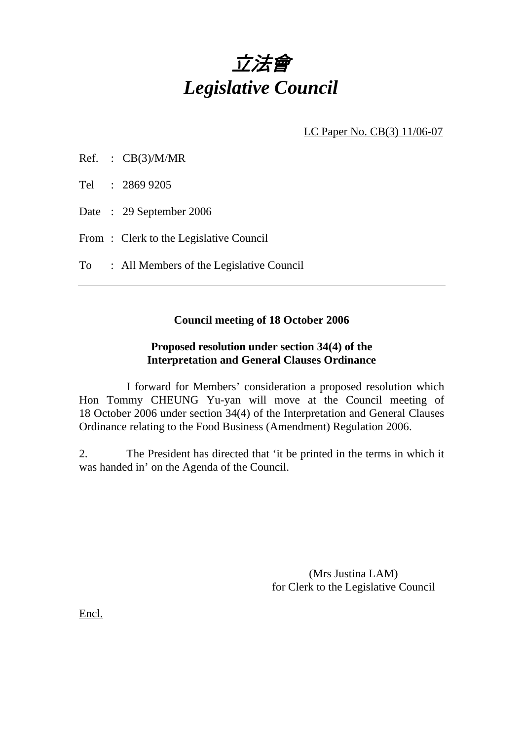# *立法會*
# *Legislative Council*

LC Paper No. CB(3) 11/06-07

Ref. : CB(3)/M/MR

Tel : 2869 9205

Date : 29 September 2006

From : Clerk to the Legislative Council

To : All Members of the Legislative Council

---

**Council meeting of 18 October 2006**

**Proposed resolution under section 34(4) of the Interpretation and General Clauses Ordinance**

I forward for Members' consideration a proposed resolution which Hon Tommy CHEUNG Yu-yan will move at the Council meeting of 18 October 2006 under section 34(4) of the Interpretation and General Clauses Ordinance relating to the Food Business (Amendment) Regulation 2006.

2. The President has directed that 'it be printed in the terms in which it was handed in' on the Agenda of the Council.

(Mrs Justina LAM)
for Clerk to the Legislative Council

Encl.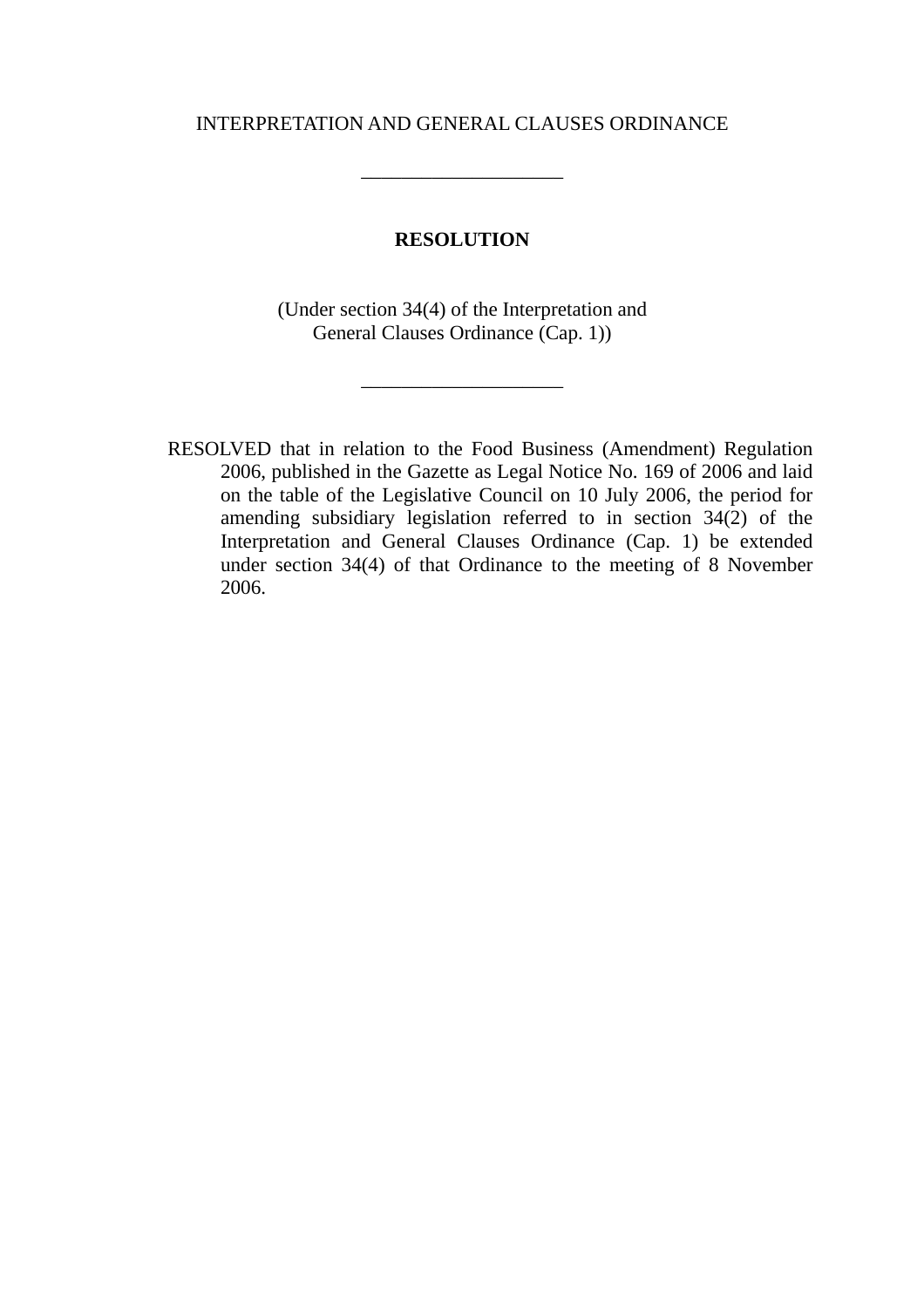INTERPRETATION AND GENERAL CLAUSES ORDINANCE

____________________

**RESOLUTION**

(Under section 34(4) of the Interpretation and General Clauses Ordinance (Cap. 1))

____________________

RESOLVED that in relation to the Food Business (Amendment) Regulation 2006, published in the Gazette as Legal Notice No. 169 of 2006 and laid on the table of the Legislative Council on 10 July 2006, the period for amending subsidiary legislation referred to in section 34(2) of the Interpretation and General Clauses Ordinance (Cap. 1) be extended under section 34(4) of that Ordinance to the meeting of 8 November 2006.